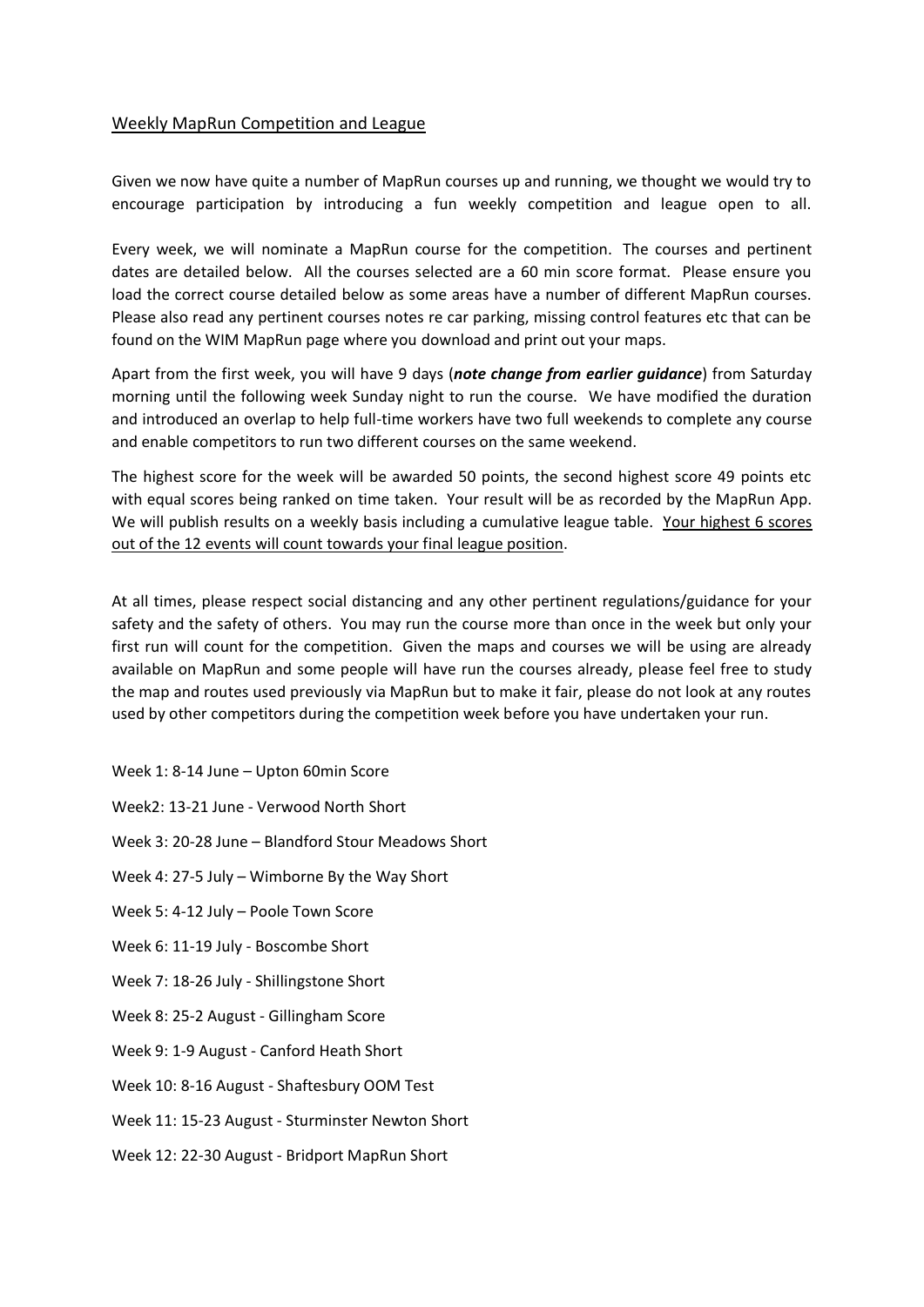<u>Weekly MapRun Competition and League</u>

Given we now have quite a number of MapRun courses up and running, we thought we would try to encourage participation by introducing a fun weekly competition and league open to all.

Every week, we will nominate a MapRun course for the competition. The courses and pertinent dates are detailed below. All the courses selected are a 60 min score format. Please ensure you load the correct course detailed below as some areas have a number of different MapRun courses. Please also read any pertinent courses notes re car parking, missing control features etc that can be found on the WIM MapRun page where you download and print out your maps.

Apart from the first week, you will have 9 days (***note change from earlier guidance***) from Saturday morning until the following week Sunday night to run the course. We have modified the duration and introduced an overlap to help full-time workers have two full weekends to complete any course and enable competitors to run two different courses on the same weekend.

The highest score for the week will be awarded 50 points, the second highest score 49 points etc with equal scores being ranked on time taken. Your result will be as recorded by the MapRun App. We will publish results on a weekly basis including a cumulative league table. <u>Your highest 6 scores out of the 12 events will count towards your final league position</u>.

At all times, please respect social distancing and any other pertinent regulations/guidance for your safety and the safety of others. You may run the course more than once in the week but only your first run will count for the competition. Given the maps and courses we will be using are already available on MapRun and some people will have run the courses already, please feel free to study the map and routes used previously via MapRun but to make it fair, please do not look at any routes used by other competitors during the competition week before you have undertaken your run.

Week 1: 8-14 June – Upton 60min Score

Week2: 13-21 June - Verwood North Short

Week 3: 20-28 June – Blandford Stour Meadows Short

Week 4: 27-5 July – Wimborne By the Way Short

Week 5: 4-12 July – Poole Town Score

Week 6: 11-19 July - Boscombe Short

Week 7: 18-26 July - Shillingstone Short

Week 8: 25-2 August - Gillingham Score

Week 9: 1-9 August - Canford Heath Short

Week 10: 8-16 August - Shaftesbury OOM Test

Week 11: 15-23 August - Sturminster Newton Short

Week 12: 22-30 August - Bridport MapRun Short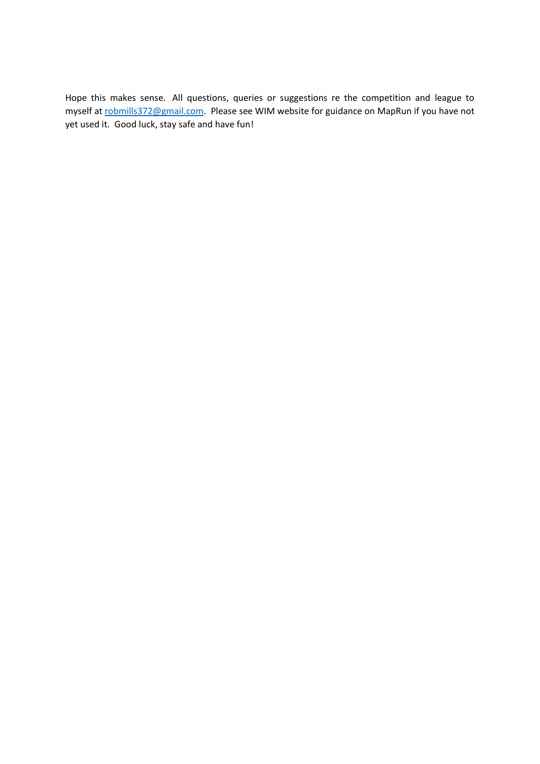Hope this makes sense. All questions, queries or suggestions re the competition and league to myself at robmills372@gmail.com. Please see WIM website for guidance on MapRun if you have not yet used it. Good luck, stay safe and have fun!